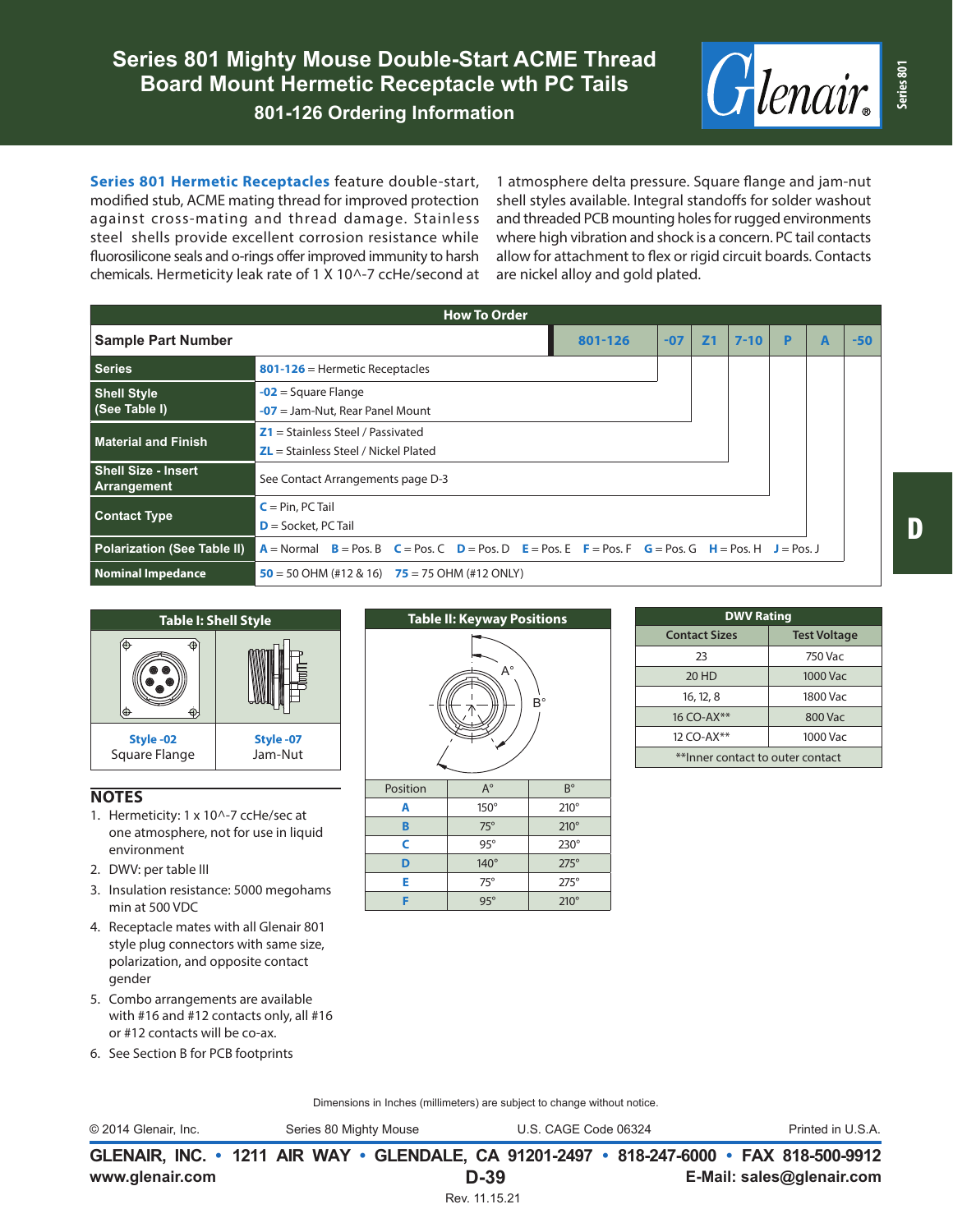# Series 801 Mighty Mouse Double-Start ACME Thread Board Mount Hermetic Receptacle wth PC Tails

## 801-126 Ordering Information

**Series 801 Hermetic Receptacles** feature double-start, modified stub, ACME mating thread for improved protection against cross-mating and thread damage. Stainless steel shells provide excellent corrosion resistance while fluorosilicone seals and o-rings offer improved immunity to harsh chemicals. Hermeticity leak rate of 1 X 10^-7 ccHe/second at 1 atmosphere delta pressure. Square flange and jam-nut shell styles available. Integral standoffs for solder washout and threaded PCB mounting holes for rugged environments where high vibration and shock is a concern. PC tail contacts allow for attachment to flex or rigid circuit boards. Contacts are nickel alloy and gold plated.

### How To Order

**Sample Part Number:** 801-126 -07 Z1 7-10 P A -50

| Field | Options |
|---|---|
| Series | **801-126** = Hermetic Receptacles |
| Shell Style (See Table I) | **-02** = Square Flange<br>**-07** = Jam-Nut, Rear Panel Mount |
| Material and Finish | **Z1** = Stainless Steel / Passivated<br>**ZL** = Stainless Steel / Nickel Plated |
| Shell Size - Insert Arrangement | See Contact Arrangements page D-3 |
| Contact Type | **C** = Pin, PC Tail<br>**D** = Socket, PC Tail |
| Polarization (See Table II) | **A** = Normal **B** = Pos. B **C** = Pos. C **D** = Pos. D **E** = Pos. E **F** = Pos. F **G** = Pos. G **H** = Pos. H **J** = Pos. J |
| Nominal Impedance | **50** = 50 OHM (#12 & 16) **75** = 75 OHM (#12 ONLY) |

### Table I: Shell Style

| Style -02 | Style -07 |
|---|---|
| Square Flange | Jam-Nut |

### Table II: Keyway Positions

| Position | A° | B° |
|---|---|---|
| A | 150° | 210° |
| B | 75° | 210° |
| C | 95° | 230° |
| D | 140° | 275° |
| E | 75° | 275° |
| F | 95° | 210° |

### DWV Rating

| Contact Sizes | Test Voltage |
|---|---|
| 23 | 750 Vac |
| 20 HD | 1000 Vac |
| 16, 12, 8 | 1800 Vac |
| 16 CO-AX** | 800 Vac |
| 12 CO-AX** | 1000 Vac |

**Inner contact to outer contact

## NOTES

1. Hermeticity: 1 x 10^-7 ccHe/sec at one atmosphere, not for use in liquid environment
2. DWV: per table III
3. Insulation resistance: 5000 megohams min at 500 VDC
4. Receptacle mates with all Glenair 801 style plug connectors with same size, polarization, and opposite contact gender
5. Combo arrangements are available with #16 and #12 contacts only, all #16 or #12 contacts will be co-ax.
6. See Section B for PCB footprints

Dimensions in Inches (millimeters) are subject to change without notice.

© 2014 Glenair, Inc. Series 80 Mighty Mouse U.S. CAGE Code 06324 Printed in U.S.A.

**GLENAIR, INC. • 1211 AIR WAY • GLENDALE, CA 91201-2497 • 818-247-6000 • FAX 818-500-9912**
**www.glenair.com** **E-Mail: sales@glenair.com**

Rev. 11.15.21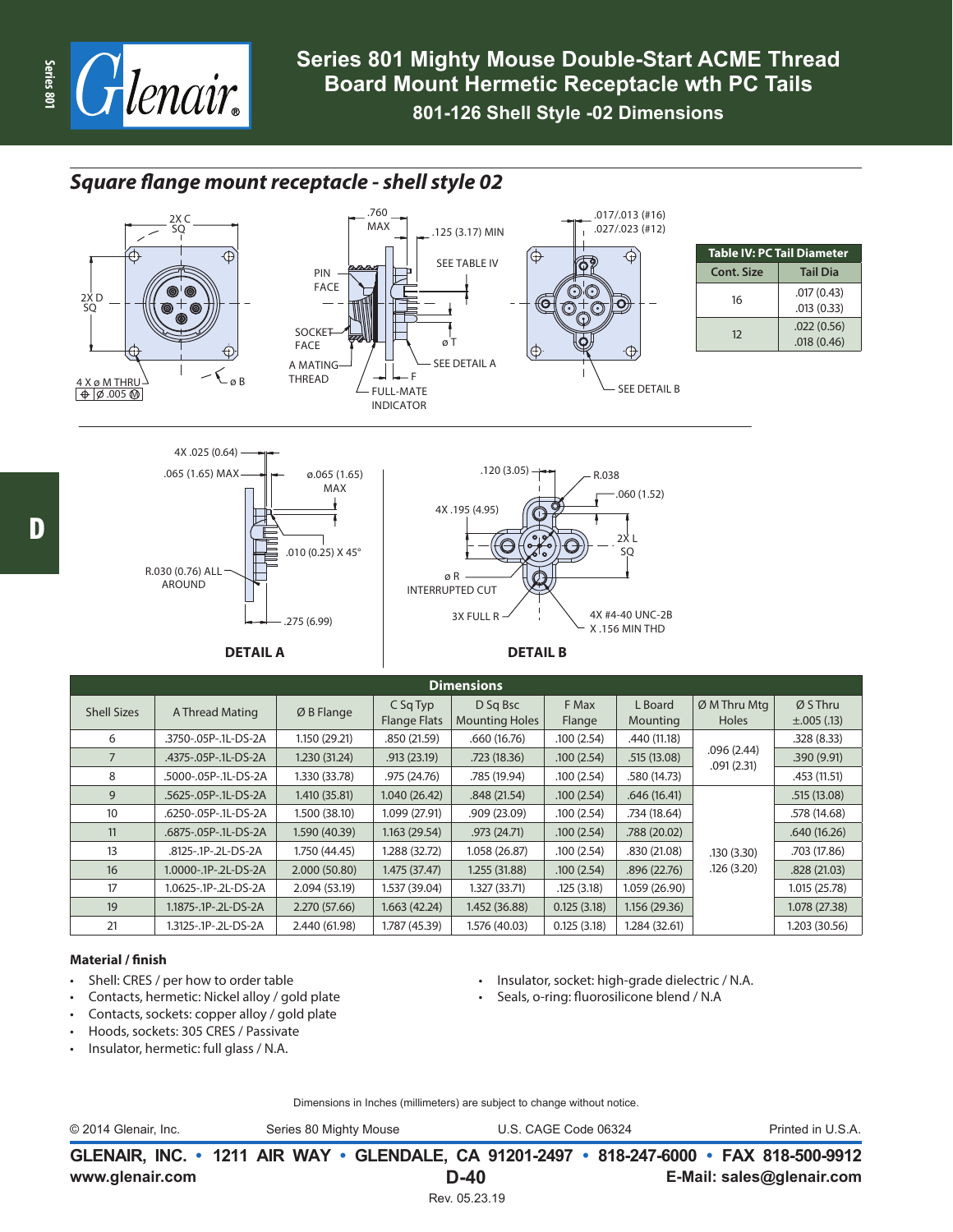# Series 801 Mighty Mouse Double-Start ACME Thread Board Mount Hermetic Receptacle wth PC Tails

## 801-126 Shell Style -02 Dimensions

### Square flange mount receptacle - shell style 02

2X C SQ

2X D SQ

4 X ø M THRU ⌖ Ø .005 Ⓜ

ø B

.760 MAX

.125 (3.17) MIN

PIN FACE

SEE TABLE IV

SOCKET FACE

ø T

A MATING THREAD

F

SEE DETAIL A

FULL-MATE INDICATOR

.017/.013 (#16)
.027/.023 (#12)

SEE DETAIL B

| Table IV: PC Tail Diameter | |
|---|---|
| Cont. Size | Tail Dia |
| 16 | .017 (0.43)<br>.013 (0.33) |
| 12 | .022 (0.56)<br>.018 (0.46) |

4X .025 (0.64)

.065 (1.65) MAX

ø.065 (1.65) MAX

.010 (0.25) X 45°

R.030 (0.76) ALL AROUND

.275 (6.99)

**DETAIL A**

.120 (3.05)

R.038

.060 (1.52)

4X .195 (4.95)

2X L SQ

ø R INTERRUPTED CUT

3X FULL R

4X #4-40 UNC-2B X .156 MIN THD

**DETAIL B**

| Shell Sizes | A Thread Mating | Ø B Flange | C Sq Typ Flange Flats | D Sq Bsc Mounting Holes | F Max Flange | L Board Mounting | Ø M Thru Mtg Holes | Ø S Thru ±.005 (.13) |
|---|---|---|---|---|---|---|---|---|
| 6 | .3750-.05P-.1L-DS-2A | 1.150 (29.21) | .850 (21.59) | .660 (16.76) | .100 (2.54) | .440 (11.18) | .096 (2.44)<br>.091 (2.31) | .328 (8.33) |
| 7 | .4375-.05P-.1L-DS-2A | 1.230 (31.24) | .913 (23.19) | .723 (18.36) | .100 (2.54) | .515 (13.08) | | .390 (9.91) |
| 8 | .5000-.05P-.1L-DS-2A | 1.330 (33.78) | .975 (24.76) | .785 (19.94) | .100 (2.54) | .580 (14.73) | | .453 (11.51) |
| 9 | .5625-.05P-.1L-DS-2A | 1.410 (35.81) | 1.040 (26.42) | .848 (21.54) | .100 (2.54) | .646 (16.41) | .130 (3.30)<br>.126 (3.20) | .515 (13.08) |
| 10 | .6250-.05P-.1L-DS-2A | 1.500 (38.10) | 1.099 (27.91) | .909 (23.09) | .100 (2.54) | .734 (18.64) | | .578 (14.68) |
| 11 | .6875-.05P-.1L-DS-2A | 1.590 (40.39) | 1.163 (29.54) | .973 (24.71) | .100 (2.54) | .788 (20.02) | | .640 (16.26) |
| 13 | .8125-.1P-.2L-DS-2A | 1.750 (44.45) | 1.288 (32.72) | 1.058 (26.87) | .100 (2.54) | .830 (21.08) | | .703 (17.86) |
| 16 | 1.0000-.1P-.2L-DS-2A | 2.000 (50.80) | 1.475 (37.47) | 1.255 (31.88) | .100 (2.54) | .896 (22.76) | | .828 (21.03) |
| 17 | 1.0625-.1P-.2L-DS-2A | 2.094 (53.19) | 1.537 (39.04) | 1.327 (33.71) | .125 (3.18) | 1.059 (26.90) | | 1.015 (25.78) |
| 19 | 1.1875-.1P-.2L-DS-2A | 2.270 (57.66) | 1.663 (42.24) | 1.452 (36.88) | 0.125 (3.18) | 1.156 (29.36) | | 1.078 (27.38) |
| 21 | 1.3125-.1P-.2L-DS-2A | 2.440 (61.98) | 1.787 (45.39) | 1.576 (40.03) | 0.125 (3.18) | 1.284 (32.61) | | 1.203 (30.56) |

**Material / finish**

- Shell: CRES / per how to order table
- Contacts, hermetic: Nickel alloy / gold plate
- Contacts, sockets: copper alloy / gold plate
- Hoods, sockets: 305 CRES / Passivate
- Insulator, hermetic: full glass / N.A.
- Insulator, socket: high-grade dielectric / N.A.
- Seals, o-ring: fluorosilicone blend / N.A

Dimensions in Inches (millimeters) are subject to change without notice.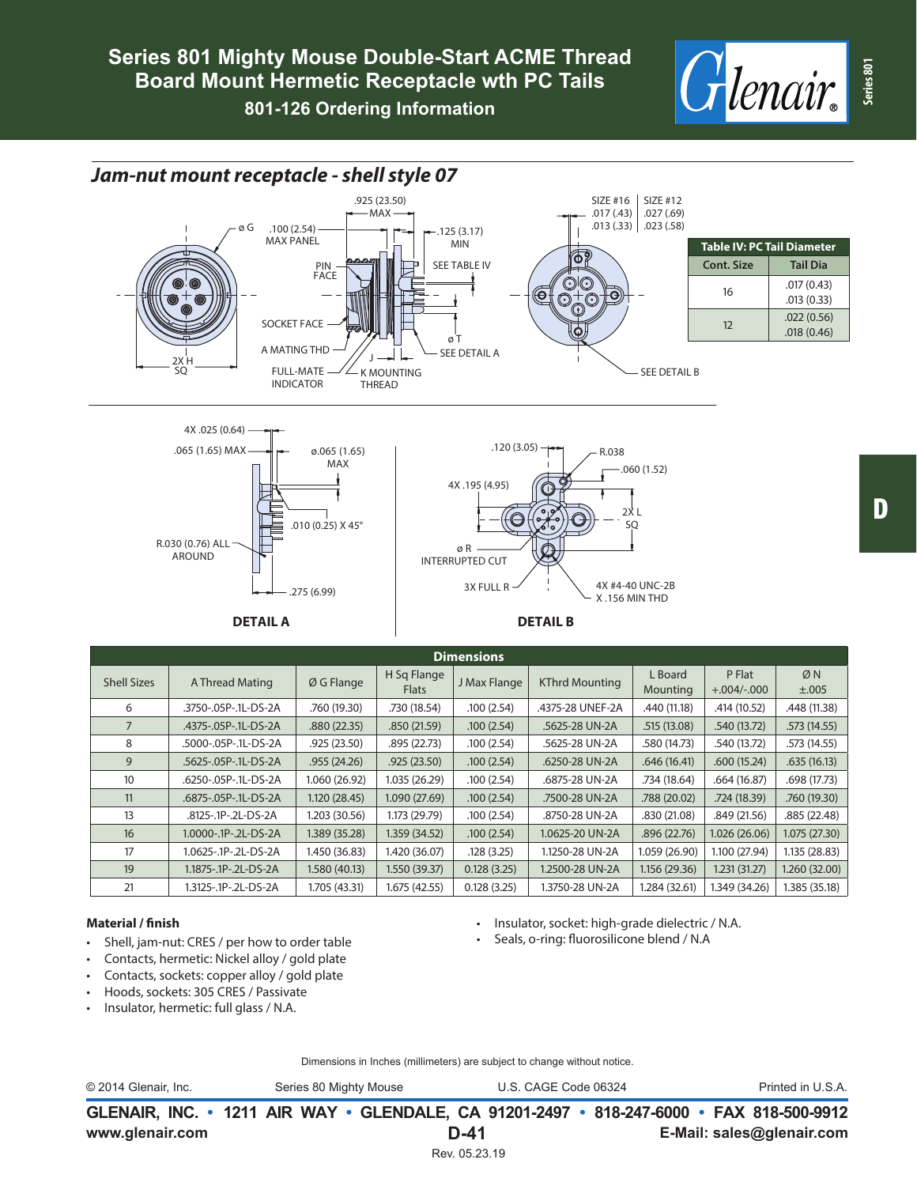# Series 801 Mighty Mouse Double-Start ACME Thread Board Mount Hermetic Receptacle wth PC Tails

## 801-126 Ordering Information

## *Jam-nut mount receptacle - shell style 07*

.925 (23.50) MAX

.100 (2.54) MAX PANEL

.125 (3.17) MIN

ø G

PIN FACE

SOCKET FACE

A MATING THD

2X H SQ

FULL-MATE INDICATOR

J

K MOUNTING THREAD

SEE TABLE IV

ø T

SEE DETAIL A

SIZE #16 .017 (.43) .013 (.33)

SIZE #12 .027 (.69) .023 (.58)

SEE DETAIL B

| Table IV: PC Tail Diameter | |
|---|---|
| Cont. Size | Tail Dia |
| 16 | .017 (0.43)<br>.013 (0.33) |
| 12 | .022 (0.56)<br>.018 (0.46) |

4X .025 (0.64)

.065 (1.65) MAX

ø.065 (1.65) MAX

.010 (0.25) X 45°

R.030 (0.76) ALL AROUND

.275 (6.99)

**DETAIL A**

.120 (3.05)

R.038

.060 (1.52)

4X .195 (4.95)

2X L SQ

ø R INTERRUPTED CUT

3X FULL R

4X #4-40 UNC-2B X .156 MIN THD

**DETAIL B**

| Dimensions | | | | | | | | |
|---|---|---|---|---|---|---|---|---|
| Shell Sizes | A Thread Mating | Ø G Flange | H Sq Flange Flats | J Max Flange | KThrd Mounting | L Board Mounting | P Flat +.004/-.000 | Ø N ±.005 |
| 6 | .3750-.05P-.1L-DS-2A | .760 (19.30) | .730 (18.54) | .100 (2.54) | .4375-28 UNEF-2A | .440 (11.18) | .414 (10.52) | .448 (11.38) |
| 7 | .4375-.05P-.1L-DS-2A | .880 (22.35) | .850 (21.59) | .100 (2.54) | .5625-28 UN-2A | .515 (13.08) | .540 (13.72) | .573 (14.55) |
| 8 | .5000-.05P-.1L-DS-2A | .925 (23.50) | .895 (22.73) | .100 (2.54) | .5625-28 UN-2A | .580 (14.73) | .540 (13.72) | .573 (14.55) |
| 9 | .5625-.05P-.1L-DS-2A | .955 (24.26) | .925 (23.50) | .100 (2.54) | .6250-28 UN-2A | .646 (16.41) | .600 (15.24) | .635 (16.13) |
| 10 | .6250-.05P-.1L-DS-2A | 1.060 (26.92) | 1.035 (26.29) | .100 (2.54) | .6875-28 UN-2A | .734 (18.64) | .664 (16.87) | .698 (17.73) |
| 11 | .6875-.05P-.1L-DS-2A | 1.120 (28.45) | 1.090 (27.69) | .100 (2.54) | .7500-28 UN-2A | .788 (20.02) | .724 (18.39) | .760 (19.30) |
| 13 | .8125-.1P-.2L-DS-2A | 1.203 (30.56) | 1.173 (29.79) | .100 (2.54) | .8750-28 UN-2A | .830 (21.08) | .849 (21.56) | .885 (22.48) |
| 16 | 1.0000-.1P-.2L-DS-2A | 1.389 (35.28) | 1.359 (34.52) | .100 (2.54) | 1.0625-20 UN-2A | .896 (22.76) | 1.026 (26.06) | 1.075 (27.30) |
| 17 | 1.0625-.1P-.2L-DS-2A | 1.450 (36.83) | 1.420 (36.07) | .128 (3.25) | 1.1250-28 UN-2A | 1.059 (26.90) | 1.100 (27.94) | 1.135 (28.83) |
| 19 | 1.1875-.1P-.2L-DS-2A | 1.580 (40.13) | 1.550 (39.37) | 0.128 (3.25) | 1.2500-28 UN-2A | 1.156 (29.36) | 1.231 (31.27) | 1.260 (32.00) |
| 21 | 1.3125-.1P-.2L-DS-2A | 1.705 (43.31) | 1.675 (42.55) | 0.128 (3.25) | 1.3750-28 UN-2A | 1.284 (32.61) | 1.349 (34.26) | 1.385 (35.18) |

**Material / finish**

- Shell, jam-nut: CRES / per how to order table
- Contacts, hermetic: Nickel alloy / gold plate
- Contacts, sockets: copper alloy / gold plate
- Hoods, sockets: 305 CRES / Passivate
- Insulator, hermetic: full glass / N.A.
- Insulator, socket: high-grade dielectric / N.A.
- Seals, o-ring: fluorosilicone blend / N.A

Dimensions in Inches (millimeters) are subject to change without notice.